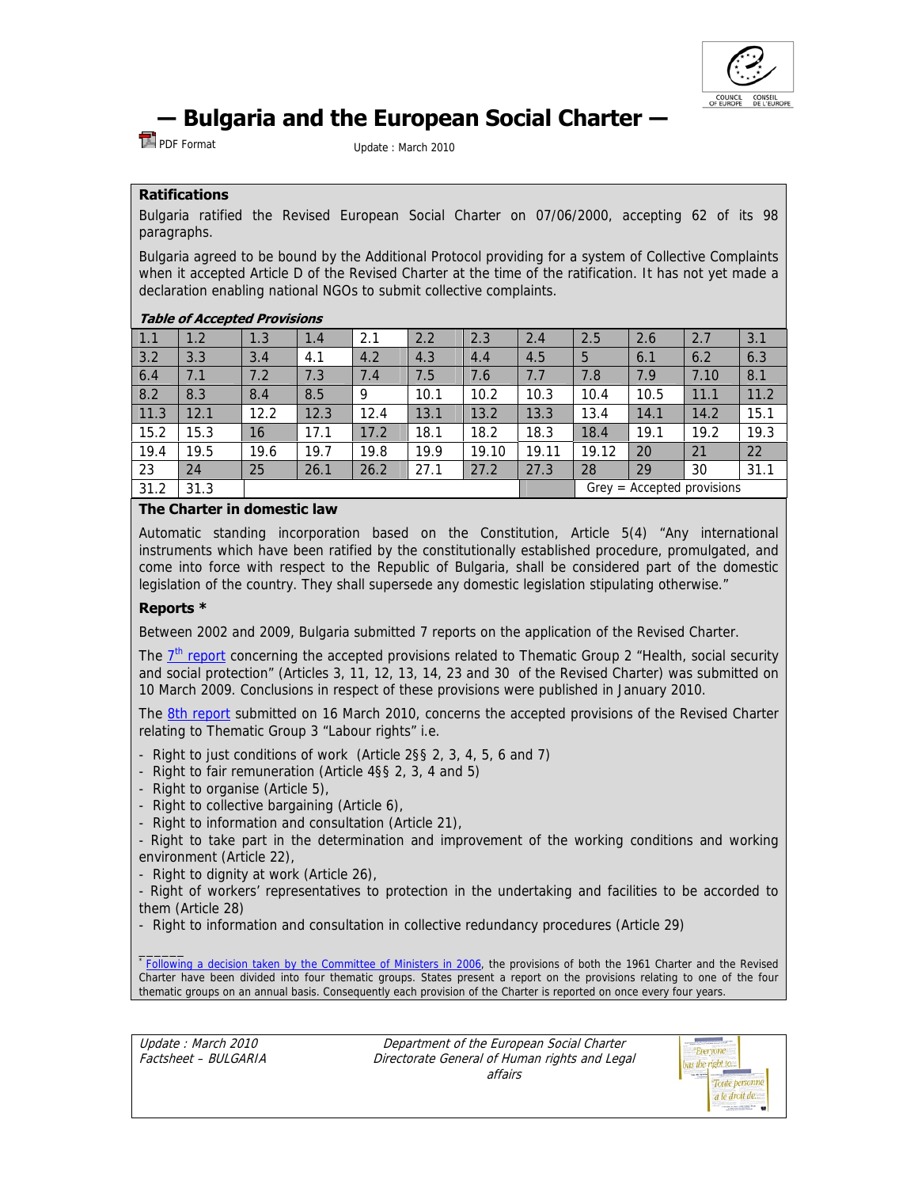# — Bulgaria and the European Social Charter —

PDF Format

Update : March 2010

## Ratifications

Bulgaria ratified the Revised European Social Charter on 07/06/2000, accepting 62 of its 98 paragraphs.

Bulgaria agreed to be bound by the Additional Protocol providing for a system of Collective Complaints when it accepted Article D of the Revised Charter at the time of the ratification. It has not yet made a declaration enabling national NGOs to submit collective complaints.

***Table of Accepted Provisions***

| | | | | | | | | | | | |
|---|---|---|---|---|---|---|---|---|---|---|---|
| 1.1 | 1.2 | 1.3 | 1.4 | 2.1 | 2.2 | 2.3 | 2.4 | 2.5 | 2.6 | 2.7 | 3.1 |
| 3.2 | 3.3 | 3.4 | 4.1 | 4.2 | 4.3 | 4.4 | 4.5 | 5 | 6.1 | 6.2 | 6.3 |
| 6.4 | 7.1 | 7.2 | 7.3 | 7.4 | 7.5 | 7.6 | 7.7 | 7.8 | 7.9 | 7.10 | 8.1 |
| 8.2 | 8.3 | 8.4 | 8.5 | 9 | 10.1 | 10.2 | 10.3 | 10.4 | 10.5 | 11.1 | 11.2 |
| 11.3 | 12.1 | 12.2 | 12.3 | 12.4 | 13.1 | 13.2 | 13.3 | 13.4 | 14.1 | 14.2 | 15.1 |
| 15.2 | 15.3 | 16 | 17.1 | 17.2 | 18.1 | 18.2 | 18.3 | 18.4 | 19.1 | 19.2 | 19.3 |
| 19.4 | 19.5 | 19.6 | 19.7 | 19.8 | 19.9 | 19.10 | 19.11 | 19.12 | 20 | 21 | 22 |
| 23 | 24 | 25 | 26.1 | 26.2 | 27.1 | 27.2 | 27.3 | 28 | 29 | 30 | 31.1 |
| 31.2 | 31.3 | | | | | | | Grey = Accepted provisions | | | |

## The Charter in domestic law

Automatic standing incorporation based on the Constitution, Article 5(4) "Any international instruments which have been ratified by the constitutionally established procedure, promulgated, and come into force with respect to the Republic of Bulgaria, shall be considered part of the domestic legislation of the country. They shall supersede any domestic legislation stipulating otherwise."

## Reports *

Between 2002 and 2009, Bulgaria submitted 7 reports on the application of the Revised Charter.

The 7th report concerning the accepted provisions related to Thematic Group 2 "Health, social security and social protection" (Articles 3, 11, 12, 13, 14, 23 and 30 of the Revised Charter) was submitted on 10 March 2009. Conclusions in respect of these provisions were published in January 2010.

The 8th report submitted on 16 March 2010, concerns the accepted provisions of the Revised Charter relating to Thematic Group 3 "Labour rights" i.e.

- Right to just conditions of work (Article 2§§ 2, 3, 4, 5, 6 and 7)
- Right to fair remuneration (Article 4§§ 2, 3, 4 and 5)
- Right to organise (Article 5),
- Right to collective bargaining (Article 6),
- Right to information and consultation (Article 21),
- Right to take part in the determination and improvement of the working conditions and working environment (Article 22),
- Right to dignity at work (Article 26),
- Right of workers' representatives to protection in the undertaking and facilities to be accorded to them (Article 28)
- Right to information and consultation in collective redundancy procedures (Article 29)

______

* Following a decision taken by the Committee of Ministers in 2006, the provisions of both the 1961 Charter and the Revised Charter have been divided into four thematic groups. States present a report on the provisions relating to one of the four thematic groups on an annual basis. Consequently each provision of the Charter is reported on once every four years.

*Update : March 2010*
*Factsheet – BULGARIA*

*Department of the European Social Charter*
*Directorate General of Human rights and Legal affairs*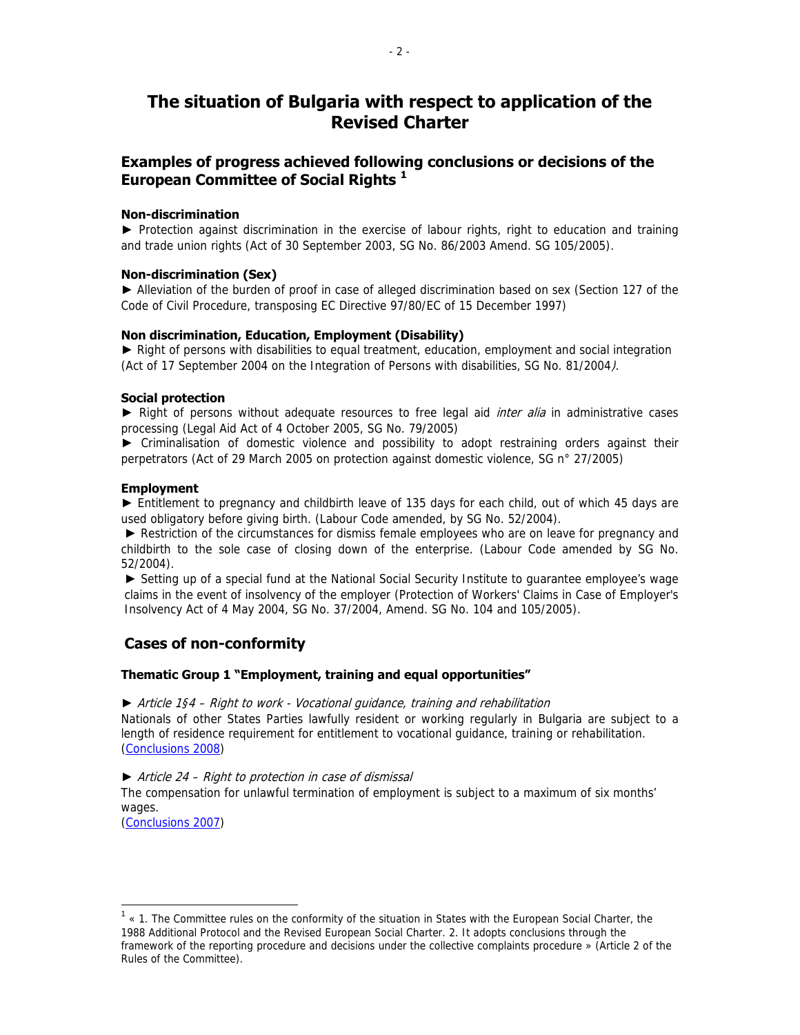# The situation of Bulgaria with respect to application of the Revised Charter

## Examples of progress achieved following conclusions or decisions of the European Committee of Social Rights [1]

**Non-discrimination**

► Protection against discrimination in the exercise of labour rights, right to education and training and trade union rights (Act of 30 September 2003, SG No. 86/2003 Amend. SG 105/2005).

**Non-discrimination (Sex)**

► Alleviation of the burden of proof in case of alleged discrimination based on sex (Section 127 of the Code of Civil Procedure, transposing EC Directive 97/80/EC of 15 December 1997)

**Non discrimination, Education, Employment (Disability)**

► Right of persons with disabilities to equal treatment, education, employment and social integration (Act of 17 September 2004 on the Integration of Persons with disabilities, SG No. 81/2004).

**Social protection**

► Right of persons without adequate resources to free legal aid *inter alia* in administrative cases processing (Legal Aid Act of 4 October 2005, SG No. 79/2005)

► Criminalisation of domestic violence and possibility to adopt restraining orders against their perpetrators (Act of 29 March 2005 on protection against domestic violence, SG n° 27/2005)

**Employment**

► Entitlement to pregnancy and childbirth leave of 135 days for each child, out of which 45 days are used obligatory before giving birth. (Labour Code amended, by SG No. 52/2004).

► Restriction of the circumstances for dismiss female employees who are on leave for pregnancy and childbirth to the sole case of closing down of the enterprise. (Labour Code amended by SG No. 52/2004).

► Setting up of a special fund at the National Social Security Institute to guarantee employee's wage claims in the event of insolvency of the employer (Protection of Workers' Claims in Case of Employer's Insolvency Act of 4 May 2004, SG No. 37/2004, Amend. SG No. 104 and 105/2005).

## Cases of non-conformity

**Thematic Group 1 "Employment, training and equal opportunities"**

► *Article 1§4 – Right to work - Vocational guidance, training and rehabilitation*

Nationals of other States Parties lawfully resident or working regularly in Bulgaria are subject to a length of residence requirement for entitlement to vocational guidance, training or rehabilitation. (Conclusions 2008)

► *Article 24 – Right to protection in case of dismissal*

The compensation for unlawful termination of employment is subject to a maximum of six months' wages.

(Conclusions 2007)

[1] « 1. The Committee rules on the conformity of the situation in States with the European Social Charter, the 1988 Additional Protocol and the Revised European Social Charter. 2. It adopts conclusions through the framework of the reporting procedure and decisions under the collective complaints procedure » (Article 2 of the Rules of the Committee).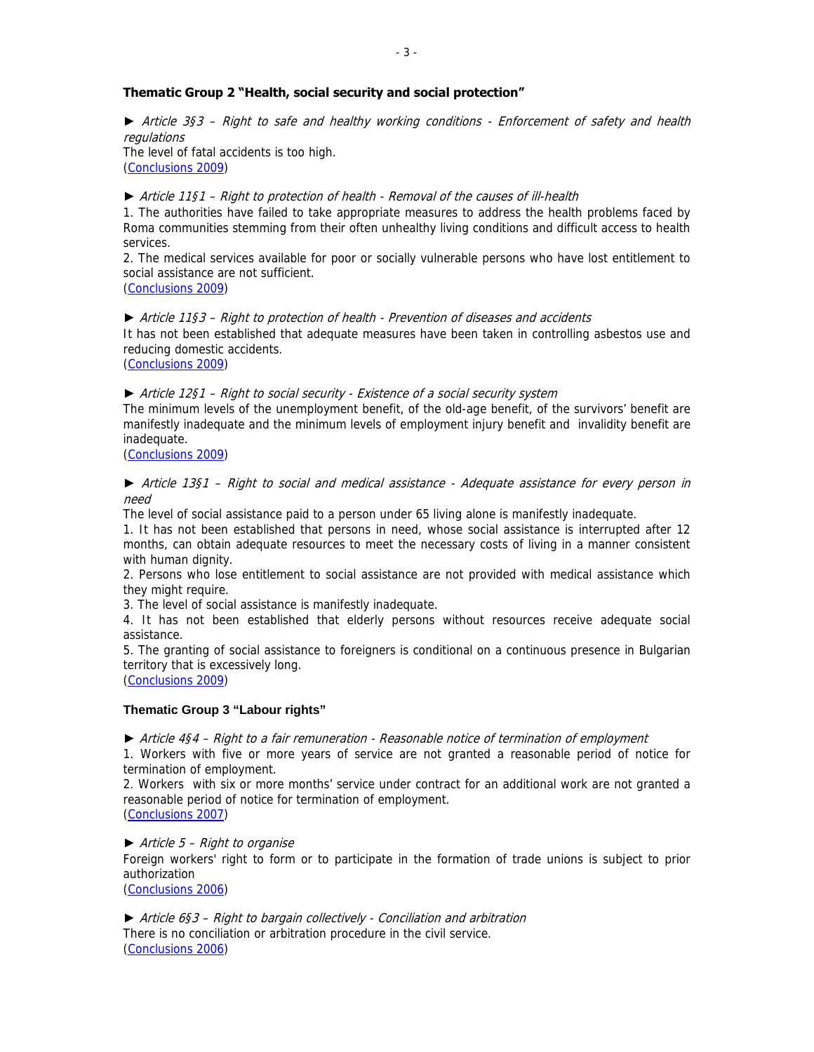### Thematic Group 2 "Health, social security and social protection"

► *Article 3§3 – Right to safe and healthy working conditions - Enforcement of safety and health regulations*
The level of fatal accidents is too high.
(Conclusions 2009)

► *Article 11§1 – Right to protection of health - Removal of the causes of ill-health*
1. The authorities have failed to take appropriate measures to address the health problems faced by Roma communities stemming from their often unhealthy living conditions and difficult access to health services.
2. The medical services available for poor or socially vulnerable persons who have lost entitlement to social assistance are not sufficient.
(Conclusions 2009)

► *Article 11§3 – Right to protection of health - Prevention of diseases and accidents*
It has not been established that adequate measures have been taken in controlling asbestos use and reducing domestic accidents.
(Conclusions 2009)

► *Article 12§1 – Right to social security - Existence of a social security system*
The minimum levels of the unemployment benefit, of the old-age benefit, of the survivors' benefit are manifestly inadequate and the minimum levels of employment injury benefit and invalidity benefit are inadequate.
(Conclusions 2009)

► *Article 13§1 – Right to social and medical assistance - Adequate assistance for every person in need*
The level of social assistance paid to a person under 65 living alone is manifestly inadequate.
1. It has not been established that persons in need, whose social assistance is interrupted after 12 months, can obtain adequate resources to meet the necessary costs of living in a manner consistent with human dignity.
2. Persons who lose entitlement to social assistance are not provided with medical assistance which they might require.
3. The level of social assistance is manifestly inadequate.
4. It has not been established that elderly persons without resources receive adequate social assistance.
5. The granting of social assistance to foreigners is conditional on a continuous presence in Bulgarian territory that is excessively long.
(Conclusions 2009)

### Thematic Group 3 "Labour rights"

► *Article 4§4 – Right to a fair remuneration - Reasonable notice of termination of employment*
1. Workers with five or more years of service are not granted a reasonable period of notice for termination of employment.
2. Workers with six or more months' service under contract for an additional work are not granted a reasonable period of notice for termination of employment.
(Conclusions 2007)

► *Article 5 – Right to organise*
Foreign workers' right to form or to participate in the formation of trade unions is subject to prior authorization
(Conclusions 2006)

► *Article 6§3 – Right to bargain collectively - Conciliation and arbitration*
There is no conciliation or arbitration procedure in the civil service.
(Conclusions 2006)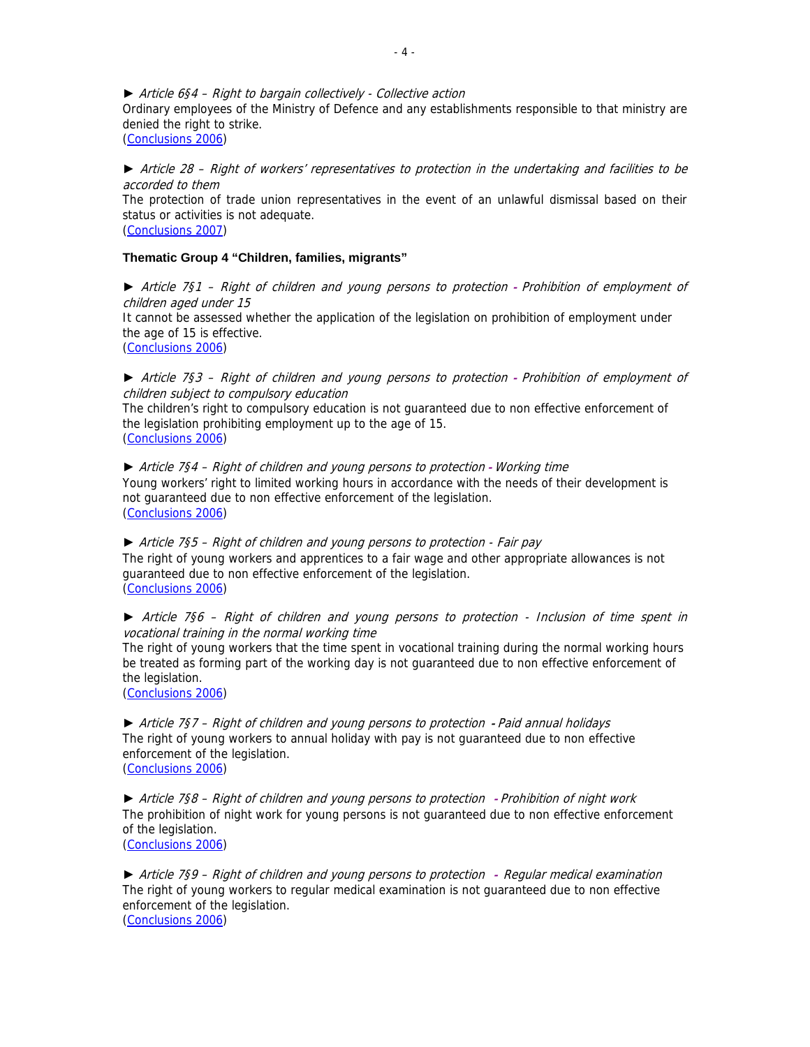► *Article 6§4 – Right to bargain collectively - Collective action*
Ordinary employees of the Ministry of Defence and any establishments responsible to that ministry are denied the right to strike.
(Conclusions 2006)

► *Article 28 – Right of workers' representatives to protection in the undertaking and facilities to be accorded to them*
The protection of trade union representatives in the event of an unlawful dismissal based on their status or activities is not adequate.
(Conclusions 2007)

**Thematic Group 4 "Children, families, migrants"**

► *Article 7§1 – Right of children and young persons to protection - Prohibition of employment of children aged under 15*
It cannot be assessed whether the application of the legislation on prohibition of employment under the age of 15 is effective.
(Conclusions 2006)

► *Article 7§3 – Right of children and young persons to protection - Prohibition of employment of children subject to compulsory education*
The children's right to compulsory education is not guaranteed due to non effective enforcement of the legislation prohibiting employment up to the age of 15.
(Conclusions 2006)

► *Article 7§4 – Right of children and young persons to protection - Working time*
Young workers' right to limited working hours in accordance with the needs of their development is not guaranteed due to non effective enforcement of the legislation.
(Conclusions 2006)

► *Article 7§5 – Right of children and young persons to protection - Fair pay*
The right of young workers and apprentices to a fair wage and other appropriate allowances is not guaranteed due to non effective enforcement of the legislation.
(Conclusions 2006)

► *Article 7§6 – Right of children and young persons to protection - Inclusion of time spent in vocational training in the normal working time*
The right of young workers that the time spent in vocational training during the normal working hours be treated as forming part of the working day is not guaranteed due to non effective enforcement of the legislation.
(Conclusions 2006)

► *Article 7§7 – Right of children and young persons to protection - Paid annual holidays*
The right of young workers to annual holiday with pay is not guaranteed due to non effective enforcement of the legislation.
(Conclusions 2006)

► *Article 7§8 – Right of children and young persons to protection - Prohibition of night work*
The prohibition of night work for young persons is not guaranteed due to non effective enforcement of the legislation.
(Conclusions 2006)

► *Article 7§9 – Right of children and young persons to protection - Regular medical examination*
The right of young workers to regular medical examination is not guaranteed due to non effective enforcement of the legislation.
(Conclusions 2006)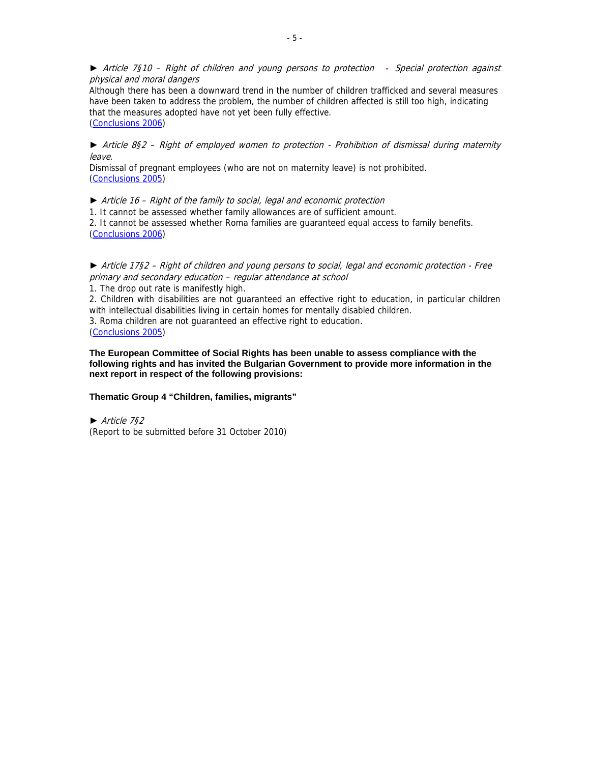► *Article 7§10 – Right of children and young persons to protection - Special protection against physical and moral dangers*

Although there has been a downward trend in the number of children trafficked and several measures have been taken to address the problem, the number of children affected is still too high, indicating that the measures adopted have not yet been fully effective.
(Conclusions 2006)

► *Article 8§2 – Right of employed women to protection - Prohibition of dismissal during maternity leave.*

Dismissal of pregnant employees (who are not on maternity leave) is not prohibited.
(Conclusions 2005)

► *Article 16 – Right of the family to social, legal and economic protection*

1. It cannot be assessed whether family allowances are of sufficient amount.
2. It cannot be assessed whether Roma families are guaranteed equal access to family benefits.

(Conclusions 2006)

► *Article 17§2 – Right of children and young persons to social, legal and economic protection - Free primary and secondary education – regular attendance at school*

1. The drop out rate is manifestly high.
2. Children with disabilities are not guaranteed an effective right to education, in particular children with intellectual disabilities living in certain homes for mentally disabled children.
3. Roma children are not guaranteed an effective right to education.

(Conclusions 2005)

**The European Committee of Social Rights has been unable to assess compliance with the following rights and has invited the Bulgarian Government to provide more information in the next report in respect of the following provisions:**

**Thematic Group 4 "Children, families, migrants"**

► *Article 7§2*

(Report to be submitted before 31 October 2010)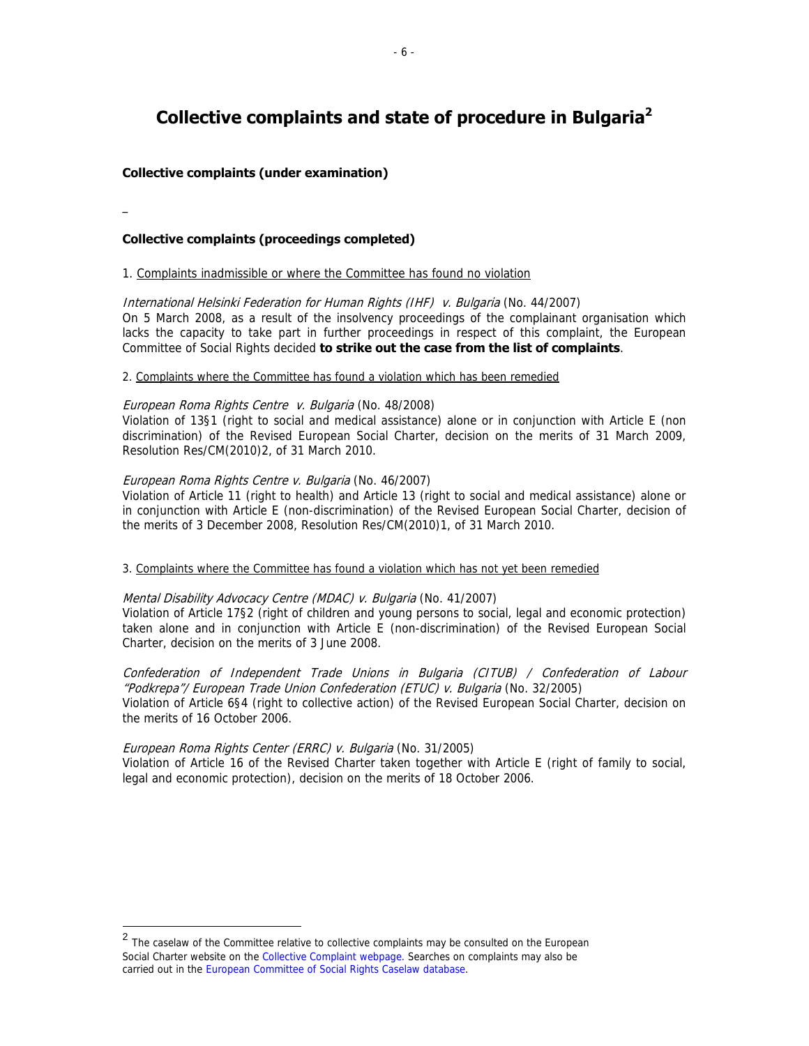# Collective complaints and state of procedure in Bulgaria[2]

**Collective complaints (under examination)**

–

**Collective complaints (proceedings completed)**

1. Complaints inadmissible or where the Committee has found no violation

*International Helsinki Federation for Human Rights (IHF) v. Bulgaria* (No. 44/2007)
On 5 March 2008, as a result of the insolvency proceedings of the complainant organisation which lacks the capacity to take part in further proceedings in respect of this complaint, the European Committee of Social Rights decided **to strike out the case from the list of complaints**.

2. Complaints where the Committee has found a violation which has been remedied

*European Roma Rights Centre v. Bulgaria* (No. 48/2008)
Violation of 13§1 (right to social and medical assistance) alone or in conjunction with Article E (non discrimination) of the Revised European Social Charter, decision on the merits of 31 March 2009, Resolution Res/CM(2010)2, of 31 March 2010.

*European Roma Rights Centre v. Bulgaria* (No. 46/2007)
Violation of Article 11 (right to health) and Article 13 (right to social and medical assistance) alone or in conjunction with Article E (non-discrimination) of the Revised European Social Charter, decision of the merits of 3 December 2008, Resolution Res/CM(2010)1, of 31 March 2010.

3. Complaints where the Committee has found a violation which has not yet been remedied

*Mental Disability Advocacy Centre (MDAC) v. Bulgaria* (No. 41/2007)
Violation of Article 17§2 (right of children and young persons to social, legal and economic protection) taken alone and in conjunction with Article E (non-discrimination) of the Revised European Social Charter, decision on the merits of 3 June 2008.

*Confederation of Independent Trade Unions in Bulgaria (CITUB) / Confederation of Labour "Podkrepa"/ European Trade Union Confederation (ETUC) v. Bulgaria* (No. 32/2005)
Violation of Article 6§4 (right to collective action) of the Revised European Social Charter, decision on the merits of 16 October 2006.

*European Roma Rights Center (ERRC) v. Bulgaria* (No. 31/2005)
Violation of Article 16 of the Revised Charter taken together with Article E (right of family to social, legal and economic protection), decision on the merits of 18 October 2006.

---

[2] The caselaw of the Committee relative to collective complaints may be consulted on the European Social Charter website on the Collective Complaint webpage. Searches on complaints may also be carried out in the European Committee of Social Rights Caselaw database.